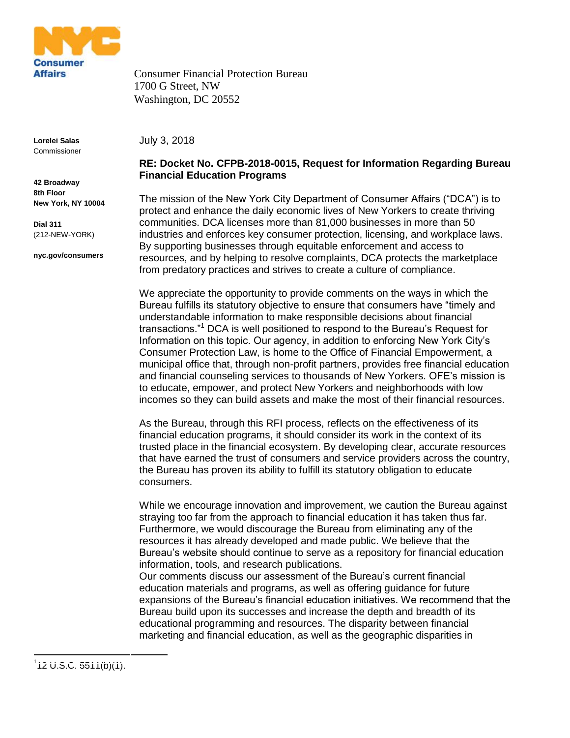**NYC Consumer Affairs**

Consumer Financial Protection Bureau
1700 G Street, NW
Washington, DC 20552

**Lorelei Salas**
Commissioner

**42 Broadway**
**8th Floor**
**New York, NY 10004**

**Dial 311**
(212-NEW-YORK)

**nyc.gov/consumers**

July 3, 2018

**RE: Docket No. CFPB-2018-0015, Request for Information Regarding Bureau Financial Education Programs**

The mission of the New York City Department of Consumer Affairs ("DCA") is to protect and enhance the daily economic lives of New Yorkers to create thriving communities. DCA licenses more than 81,000 businesses in more than 50 industries and enforces key consumer protection, licensing, and workplace laws. By supporting businesses through equitable enforcement and access to resources, and by helping to resolve complaints, DCA protects the marketplace from predatory practices and strives to create a culture of compliance.

We appreciate the opportunity to provide comments on the ways in which the Bureau fulfills its statutory objective to ensure that consumers have "timely and understandable information to make responsible decisions about financial transactions."[1] DCA is well positioned to respond to the Bureau's Request for Information on this topic. Our agency, in addition to enforcing New York City's Consumer Protection Law, is home to the Office of Financial Empowerment, a municipal office that, through non-profit partners, provides free financial education and financial counseling services to thousands of New Yorkers. OFE's mission is to educate, empower, and protect New Yorkers and neighborhoods with low incomes so they can build assets and make the most of their financial resources.

As the Bureau, through this RFI process, reflects on the effectiveness of its financial education programs, it should consider its work in the context of its trusted place in the financial ecosystem. By developing clear, accurate resources that have earned the trust of consumers and service providers across the country, the Bureau has proven its ability to fulfill its statutory obligation to educate consumers.

While we encourage innovation and improvement, we caution the Bureau against straying too far from the approach to financial education it has taken thus far. Furthermore, we would discourage the Bureau from eliminating any of the resources it has already developed and made public. We believe that the Bureau's website should continue to serve as a repository for financial education information, tools, and research publications.
Our comments discuss our assessment of the Bureau's current financial education materials and programs, as well as offering guidance for future expansions of the Bureau's financial education initiatives. We recommend that the Bureau build upon its successes and increase the depth and breadth of its educational programming and resources. The disparity between financial marketing and financial education, as well as the geographic disparities in

[1] 12 U.S.C. 5511(b)(1).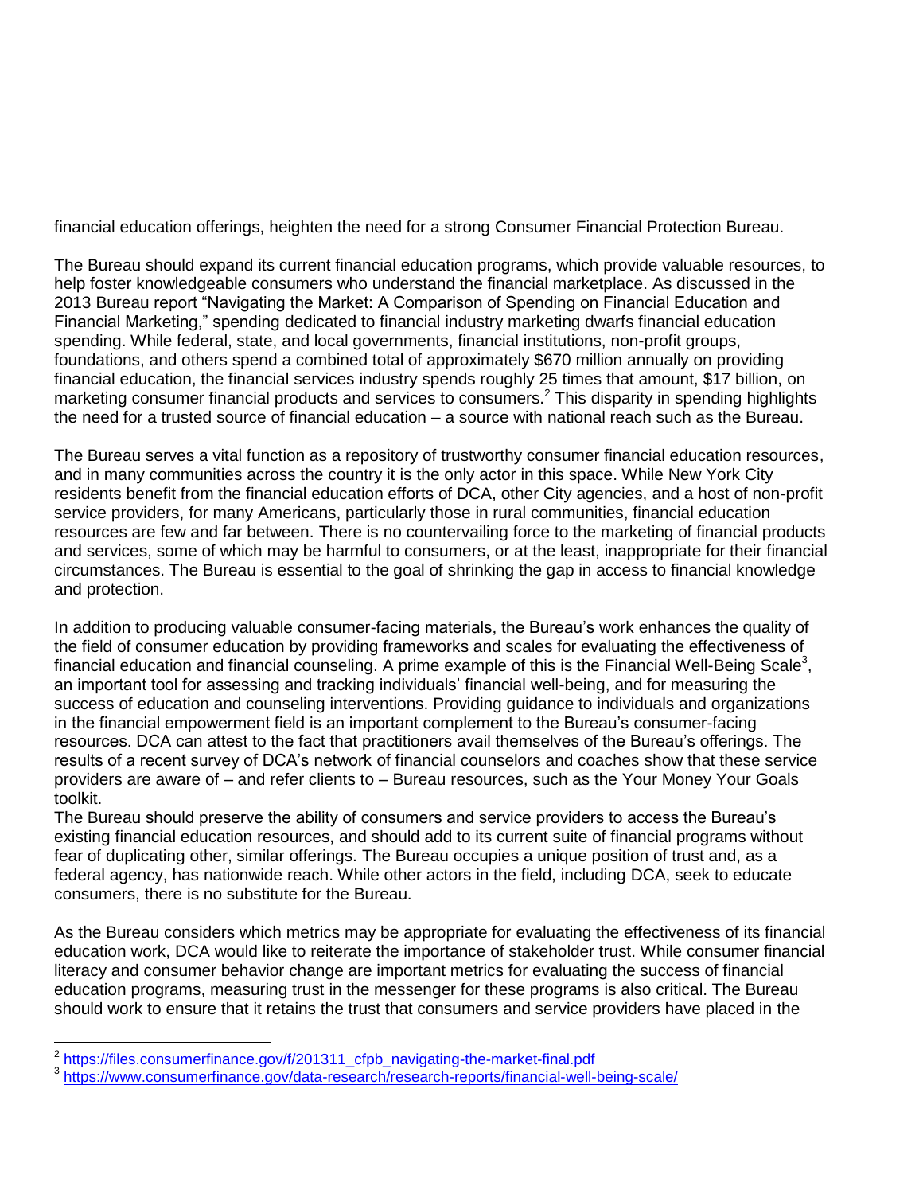financial education offerings, heighten the need for a strong Consumer Financial Protection Bureau.

The Bureau should expand its current financial education programs, which provide valuable resources, to help foster knowledgeable consumers who understand the financial marketplace. As discussed in the 2013 Bureau report "Navigating the Market: A Comparison of Spending on Financial Education and Financial Marketing," spending dedicated to financial industry marketing dwarfs financial education spending. While federal, state, and local governments, financial institutions, non-profit groups, foundations, and others spend a combined total of approximately $670 million annually on providing financial education, the financial services industry spends roughly 25 times that amount, $17 billion, on marketing consumer financial products and services to consumers.[2] This disparity in spending highlights the need for a trusted source of financial education – a source with national reach such as the Bureau.

The Bureau serves a vital function as a repository of trustworthy consumer financial education resources, and in many communities across the country it is the only actor in this space. While New York City residents benefit from the financial education efforts of DCA, other City agencies, and a host of non-profit service providers, for many Americans, particularly those in rural communities, financial education resources are few and far between. There is no countervailing force to the marketing of financial products and services, some of which may be harmful to consumers, or at the least, inappropriate for their financial circumstances. The Bureau is essential to the goal of shrinking the gap in access to financial knowledge and protection.

In addition to producing valuable consumer-facing materials, the Bureau's work enhances the quality of the field of consumer education by providing frameworks and scales for evaluating the effectiveness of financial education and financial counseling. A prime example of this is the Financial Well-Being Scale[3], an important tool for assessing and tracking individuals' financial well-being, and for measuring the success of education and counseling interventions. Providing guidance to individuals and organizations in the financial empowerment field is an important complement to the Bureau's consumer-facing resources. DCA can attest to the fact that practitioners avail themselves of the Bureau's offerings. The results of a recent survey of DCA's network of financial counselors and coaches show that these service providers are aware of – and refer clients to – Bureau resources, such as the Your Money Your Goals toolkit.

The Bureau should preserve the ability of consumers and service providers to access the Bureau's existing financial education resources, and should add to its current suite of financial programs without fear of duplicating other, similar offerings. The Bureau occupies a unique position of trust and, as a federal agency, has nationwide reach. While other actors in the field, including DCA, seek to educate consumers, there is no substitute for the Bureau.

As the Bureau considers which metrics may be appropriate for evaluating the effectiveness of its financial education work, DCA would like to reiterate the importance of stakeholder trust. While consumer financial literacy and consumer behavior change are important metrics for evaluating the success of financial education programs, measuring trust in the messenger for these programs is also critical. The Bureau should work to ensure that it retains the trust that consumers and service providers have placed in the

---

[2] https://files.consumerfinance.gov/f/201311_cfpb_navigating-the-market-final.pdf

[3] https://www.consumerfinance.gov/data-research/research-reports/financial-well-being-scale/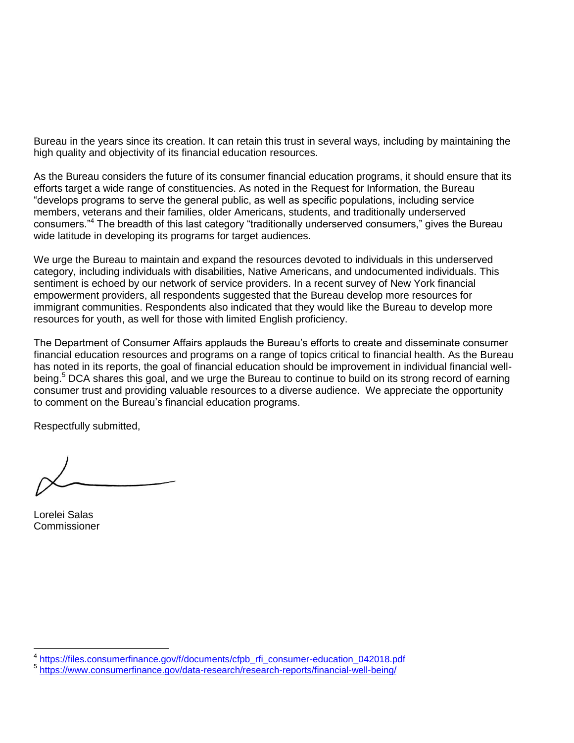Bureau in the years since its creation. It can retain this trust in several ways, including by maintaining the high quality and objectivity of its financial education resources.

As the Bureau considers the future of its consumer financial education programs, it should ensure that its efforts target a wide range of constituencies. As noted in the Request for Information, the Bureau "develops programs to serve the general public, as well as specific populations, including service members, veterans and their families, older Americans, students, and traditionally underserved consumers."[4] The breadth of this last category "traditionally underserved consumers," gives the Bureau wide latitude in developing its programs for target audiences.

We urge the Bureau to maintain and expand the resources devoted to individuals in this underserved category, including individuals with disabilities, Native Americans, and undocumented individuals. This sentiment is echoed by our network of service providers. In a recent survey of New York financial empowerment providers, all respondents suggested that the Bureau develop more resources for immigrant communities. Respondents also indicated that they would like the Bureau to develop more resources for youth, as well for those with limited English proficiency.

The Department of Consumer Affairs applauds the Bureau's efforts to create and disseminate consumer financial education resources and programs on a range of topics critical to financial health. As the Bureau has noted in its reports, the goal of financial education should be improvement in individual financial well-being.[5] DCA shares this goal, and we urge the Bureau to continue to build on its strong record of earning consumer trust and providing valuable resources to a diverse audience. We appreciate the opportunity to comment on the Bureau's financial education programs.

Respectfully submitted,

Lorelei Salas
Commissioner

---

[4] https://files.consumerfinance.gov/f/documents/cfpb_rfi_consumer-education_042018.pdf

[5] https://www.consumerfinance.gov/data-research/research-reports/financial-well-being/